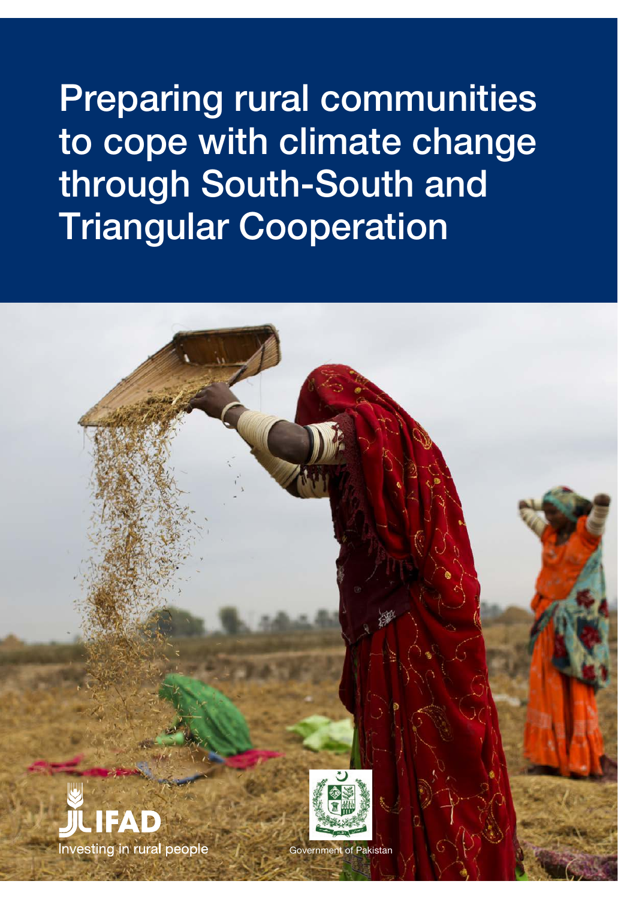# Preparing rural communities to cope with climate change through South-South and Triangular Cooperation

IFAD
Investing in rural people

Government of Pakistan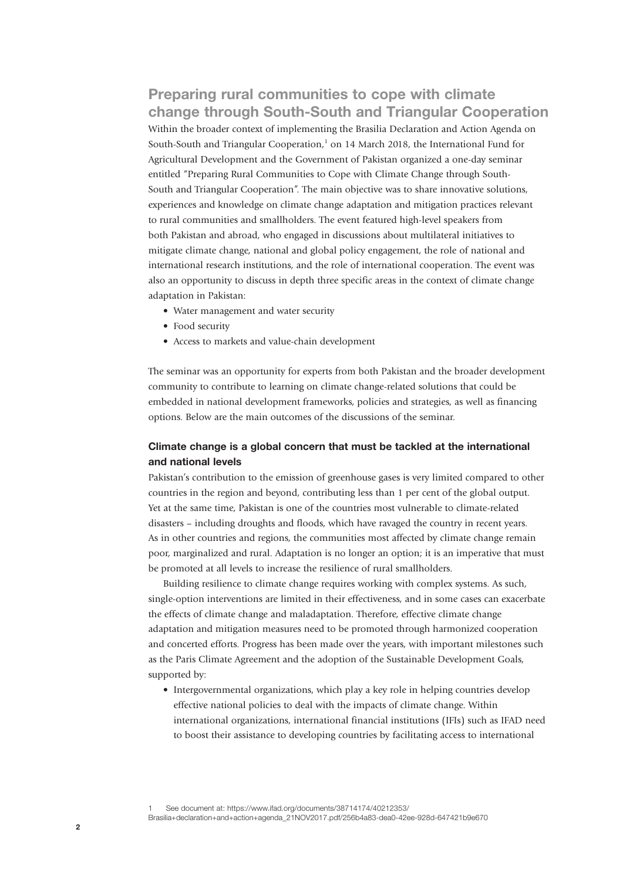## Preparing rural communities to cope with climate change through South-South and Triangular Cooperation

Within the broader context of implementing the Brasilia Declaration and Action Agenda on South-South and Triangular Cooperation,[1] on 14 March 2018, the International Fund for Agricultural Development and the Government of Pakistan organized a one-day seminar entitled "Preparing Rural Communities to Cope with Climate Change through South-South and Triangular Cooperation". The main objective was to share innovative solutions, experiences and knowledge on climate change adaptation and mitigation practices relevant to rural communities and smallholders. The event featured high-level speakers from both Pakistan and abroad, who engaged in discussions about multilateral initiatives to mitigate climate change, national and global policy engagement, the role of national and international research institutions, and the role of international cooperation. The event was also an opportunity to discuss in depth three specific areas in the context of climate change adaptation in Pakistan:

- Water management and water security
- Food security
- Access to markets and value-chain development

The seminar was an opportunity for experts from both Pakistan and the broader development community to contribute to learning on climate change-related solutions that could be embedded in national development frameworks, policies and strategies, as well as financing options. Below are the main outcomes of the discussions of the seminar.

### Climate change is a global concern that must be tackled at the international and national levels

Pakistan's contribution to the emission of greenhouse gases is very limited compared to other countries in the region and beyond, contributing less than 1 per cent of the global output. Yet at the same time, Pakistan is one of the countries most vulnerable to climate-related disasters – including droughts and floods, which have ravaged the country in recent years. As in other countries and regions, the communities most affected by climate change remain poor, marginalized and rural. Adaptation is no longer an option; it is an imperative that must be promoted at all levels to increase the resilience of rural smallholders.

Building resilience to climate change requires working with complex systems. As such, single-option interventions are limited in their effectiveness, and in some cases can exacerbate the effects of climate change and maladaptation. Therefore, effective climate change adaptation and mitigation measures need to be promoted through harmonized cooperation and concerted efforts. Progress has been made over the years, with important milestones such as the Paris Climate Agreement and the adoption of the Sustainable Development Goals, supported by:

- Intergovernmental organizations, which play a key role in helping countries develop effective national policies to deal with the impacts of climate change. Within international organizations, international financial institutions (IFIs) such as IFAD need to boost their assistance to developing countries by facilitating access to international

1 See document at: https://www.ifad.org/documents/38714174/40212353/Brasilia+declaration+and+action+agenda_21NOV2017.pdf/256b4a83-dea0-42ee-928d-647421b9e670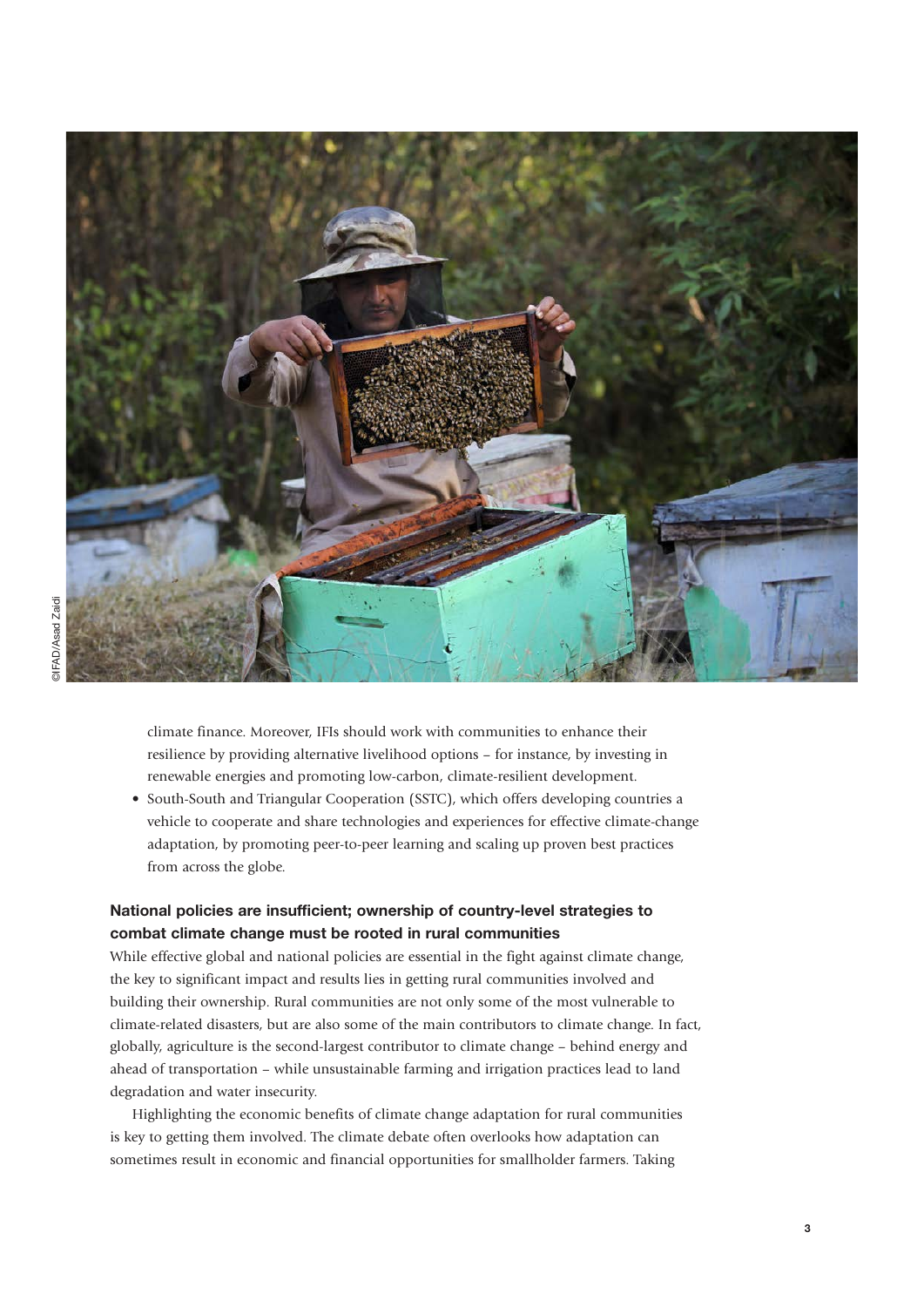climate finance. Moreover, IFIs should work with communities to enhance their resilience by providing alternative livelihood options – for instance, by investing in renewable energies and promoting low-carbon, climate-resilient development.

- South-South and Triangular Cooperation (SSTC), which offers developing countries a vehicle to cooperate and share technologies and experiences for effective climate-change adaptation, by promoting peer-to-peer learning and scaling up proven best practices from across the globe.

### National policies are insufficient; ownership of country-level strategies to combat climate change must be rooted in rural communities

While effective global and national policies are essential in the fight against climate change, the key to significant impact and results lies in getting rural communities involved and building their ownership. Rural communities are not only some of the most vulnerable to climate-related disasters, but are also some of the main contributors to climate change. In fact, globally, agriculture is the second-largest contributor to climate change – behind energy and ahead of transportation – while unsustainable farming and irrigation practices lead to land degradation and water insecurity.

Highlighting the economic benefits of climate change adaptation for rural communities is key to getting them involved. The climate debate often overlooks how adaptation can sometimes result in economic and financial opportunities for smallholder farmers. Taking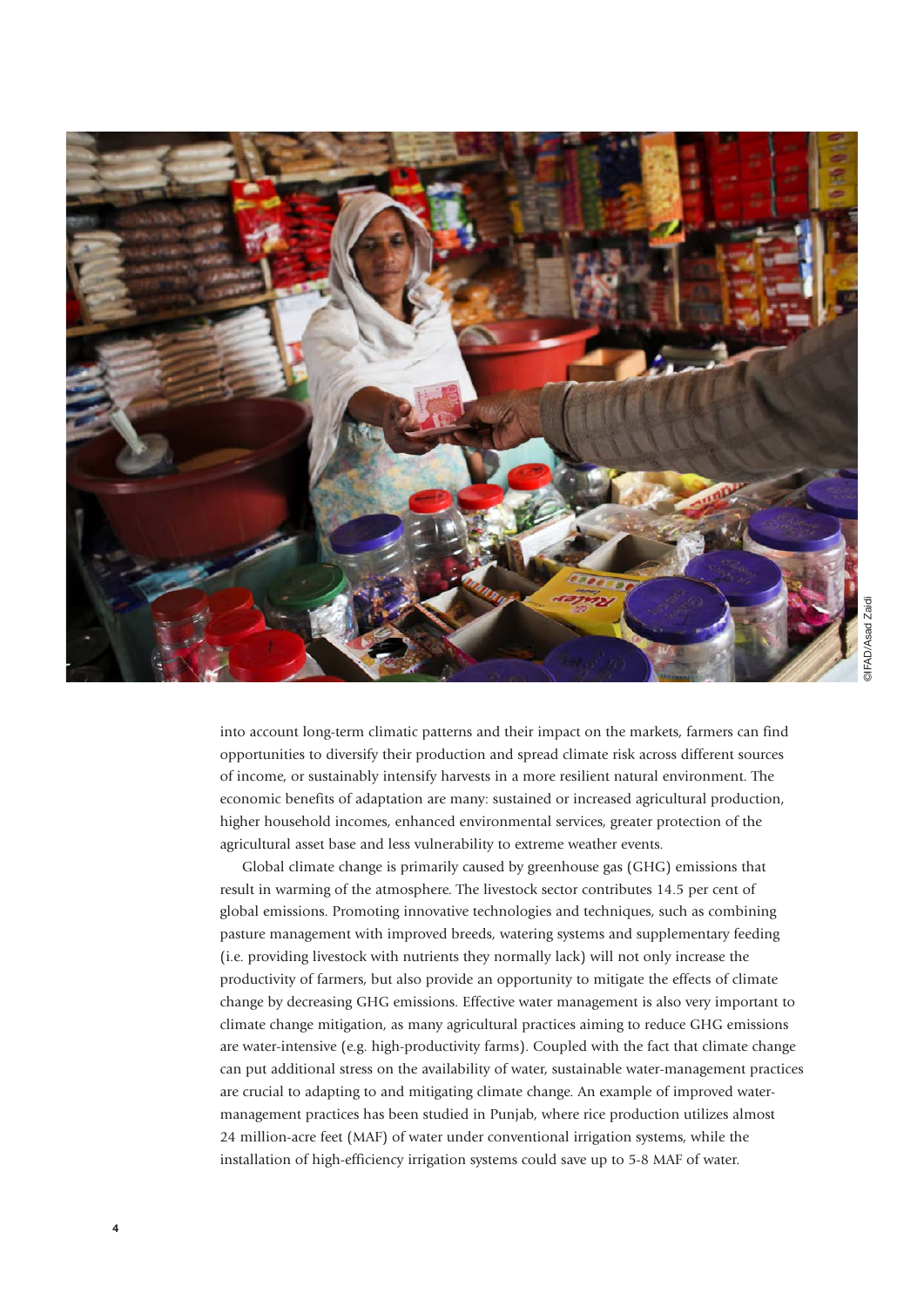into account long-term climatic patterns and their impact on the markets, farmers can find opportunities to diversify their production and spread climate risk across different sources of income, or sustainably intensify harvests in a more resilient natural environment. The economic benefits of adaptation are many: sustained or increased agricultural production, higher household incomes, enhanced environmental services, greater protection of the agricultural asset base and less vulnerability to extreme weather events.

Global climate change is primarily caused by greenhouse gas (GHG) emissions that result in warming of the atmosphere. The livestock sector contributes 14.5 per cent of global emissions. Promoting innovative technologies and techniques, such as combining pasture management with improved breeds, watering systems and supplementary feeding (i.e. providing livestock with nutrients they normally lack) will not only increase the productivity of farmers, but also provide an opportunity to mitigate the effects of climate change by decreasing GHG emissions. Effective water management is also very important to climate change mitigation, as many agricultural practices aiming to reduce GHG emissions are water-intensive (e.g. high-productivity farms). Coupled with the fact that climate change can put additional stress on the availability of water, sustainable water-management practices are crucial to adapting to and mitigating climate change. An example of improved water-management practices has been studied in Punjab, where rice production utilizes almost 24 million-acre feet (MAF) of water under conventional irrigation systems, while the installation of high-efficiency irrigation systems could save up to 5-8 MAF of water.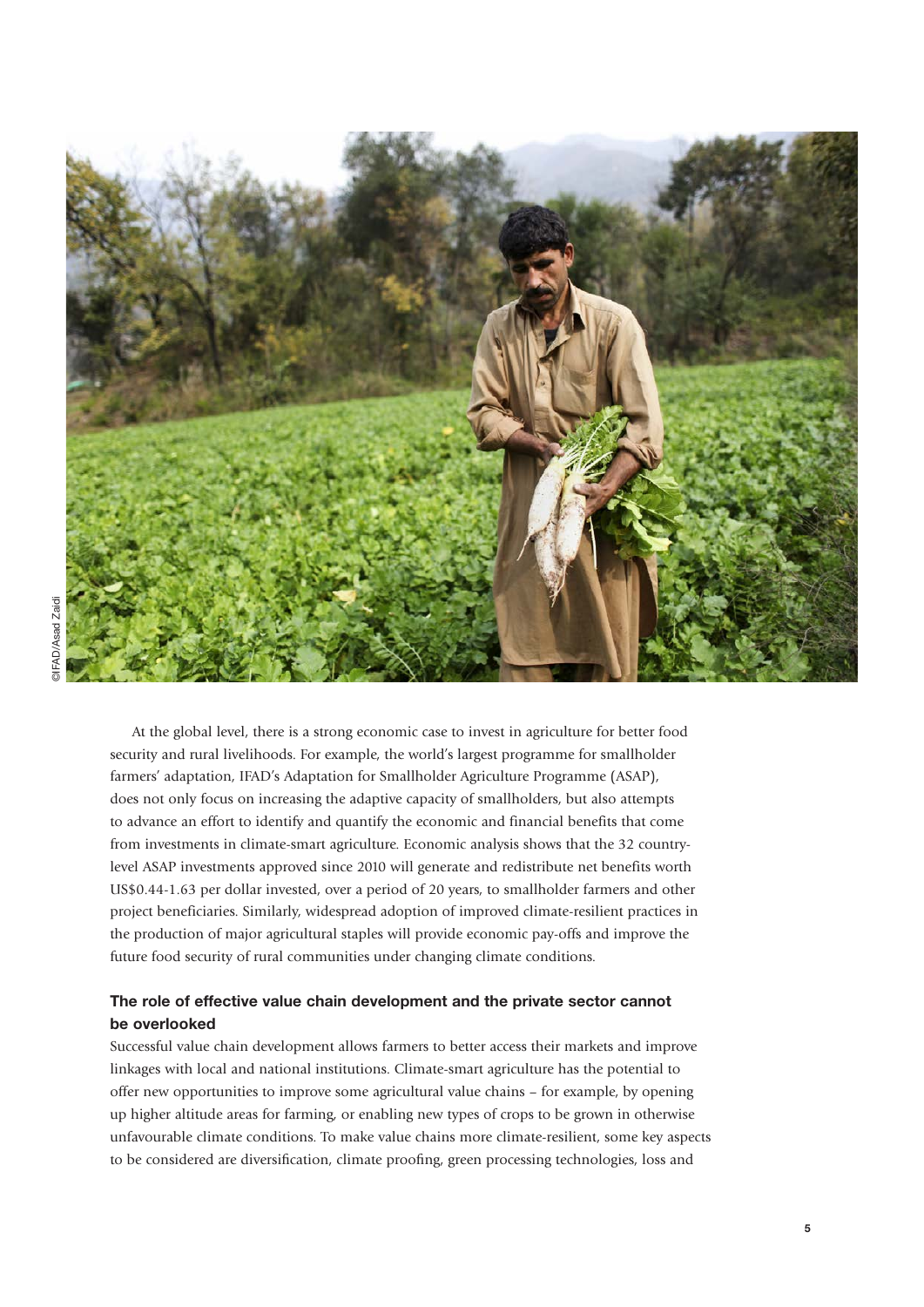©IFAD/Asad Zaidi

At the global level, there is a strong economic case to invest in agriculture for better food security and rural livelihoods. For example, the world's largest programme for smallholder farmers' adaptation, IFAD's Adaptation for Smallholder Agriculture Programme (ASAP), does not only focus on increasing the adaptive capacity of smallholders, but also attempts to advance an effort to identify and quantify the economic and financial benefits that come from investments in climate-smart agriculture. Economic analysis shows that the 32 country-level ASAP investments approved since 2010 will generate and redistribute net benefits worth US$0.44-1.63 per dollar invested, over a period of 20 years, to smallholder farmers and other project beneficiaries. Similarly, widespread adoption of improved climate-resilient practices in the production of major agricultural staples will provide economic pay-offs and improve the future food security of rural communities under changing climate conditions.

### The role of effective value chain development and the private sector cannot be overlooked

Successful value chain development allows farmers to better access their markets and improve linkages with local and national institutions. Climate-smart agriculture has the potential to offer new opportunities to improve some agricultural value chains – for example, by opening up higher altitude areas for farming, or enabling new types of crops to be grown in otherwise unfavourable climate conditions. To make value chains more climate-resilient, some key aspects to be considered are diversification, climate proofing, green processing technologies, loss and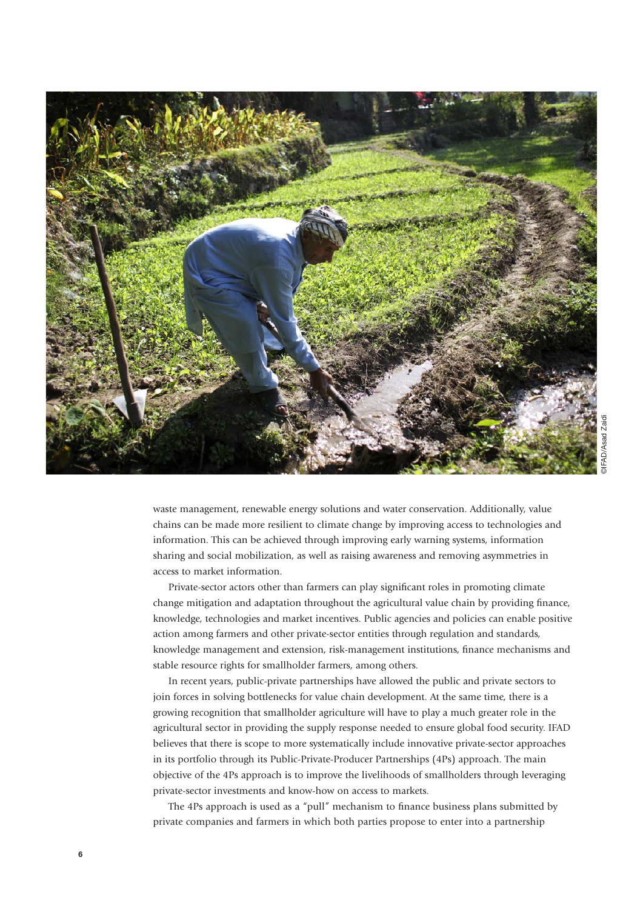waste management, renewable energy solutions and water conservation. Additionally, value chains can be made more resilient to climate change by improving access to technologies and information. This can be achieved through improving early warning systems, information sharing and social mobilization, as well as raising awareness and removing asymmetries in access to market information.

Private-sector actors other than farmers can play significant roles in promoting climate change mitigation and adaptation throughout the agricultural value chain by providing finance, knowledge, technologies and market incentives. Public agencies and policies can enable positive action among farmers and other private-sector entities through regulation and standards, knowledge management and extension, risk-management institutions, finance mechanisms and stable resource rights for smallholder farmers, among others.

In recent years, public-private partnerships have allowed the public and private sectors to join forces in solving bottlenecks for value chain development. At the same time, there is a growing recognition that smallholder agriculture will have to play a much greater role in the agricultural sector in providing the supply response needed to ensure global food security. IFAD believes that there is scope to more systematically include innovative private-sector approaches in its portfolio through its Public-Private-Producer Partnerships (4Ps) approach. The main objective of the 4Ps approach is to improve the livelihoods of smallholders through leveraging private-sector investments and know-how on access to markets.

The 4Ps approach is used as a "pull" mechanism to finance business plans submitted by private companies and farmers in which both parties propose to enter into a partnership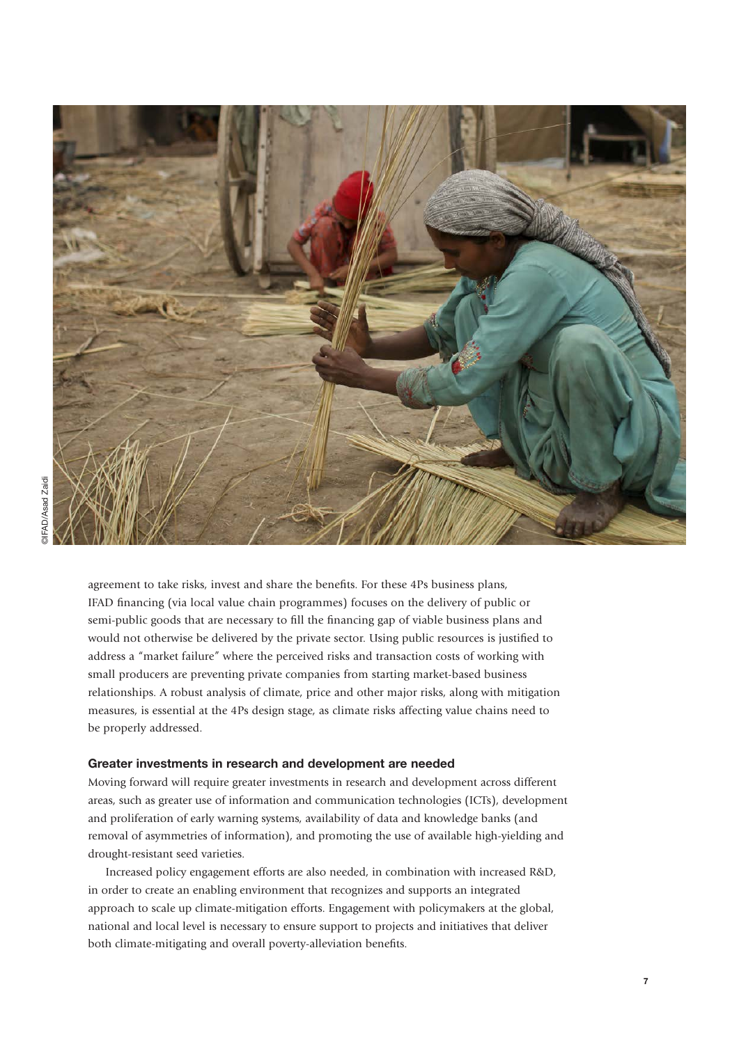agreement to take risks, invest and share the benefits. For these 4Ps business plans, IFAD financing (via local value chain programmes) focuses on the delivery of public or semi-public goods that are necessary to fill the financing gap of viable business plans and would not otherwise be delivered by the private sector. Using public resources is justified to address a "market failure" where the perceived risks and transaction costs of working with small producers are preventing private companies from starting market-based business relationships. A robust analysis of climate, price and other major risks, along with mitigation measures, is essential at the 4Ps design stage, as climate risks affecting value chains need to be properly addressed.

### Greater investments in research and development are needed

Moving forward will require greater investments in research and development across different areas, such as greater use of information and communication technologies (ICTs), development and proliferation of early warning systems, availability of data and knowledge banks (and removal of asymmetries of information), and promoting the use of available high-yielding and drought-resistant seed varieties.

Increased policy engagement efforts are also needed, in combination with increased R&D, in order to create an enabling environment that recognizes and supports an integrated approach to scale up climate-mitigation efforts. Engagement with policymakers at the global, national and local level is necessary to ensure support to projects and initiatives that deliver both climate-mitigating and overall poverty-alleviation benefits.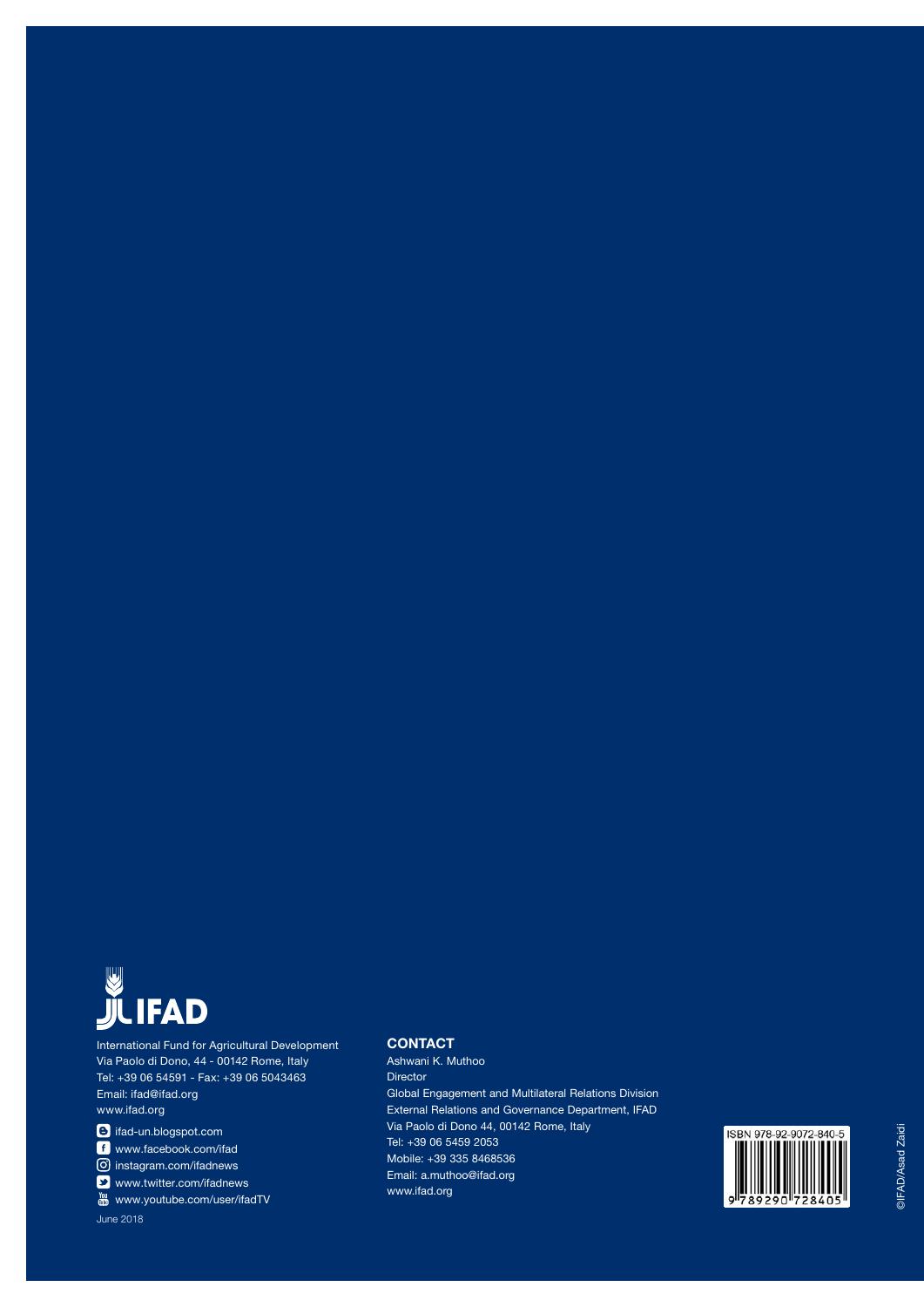IFAD

International Fund for Agricultural Development
Via Paolo di Dono, 44 - 00142 Rome, Italy
Tel: +39 06 54591 - Fax: +39 06 5043463
Email: ifad@ifad.org
www.ifad.org

- ifad-un.blogspot.com
- www.facebook.com/ifad
- instagram.com/ifadnews
- www.twitter.com/ifadnews
- www.youtube.com/user/ifadTV

June 2018

**CONTACT**

Ashwani K. Muthoo
Director
Global Engagement and Multilateral Relations Division
External Relations and Governance Department, IFAD
Via Paolo di Dono 44, 00142 Rome, Italy
Tel: +39 06 5459 2053
Mobile: +39 335 8468536
Email: a.muthoo@ifad.org
www.ifad.org

ISBN 978-92-9072-840-5

©IFAD/Asad Zaidi